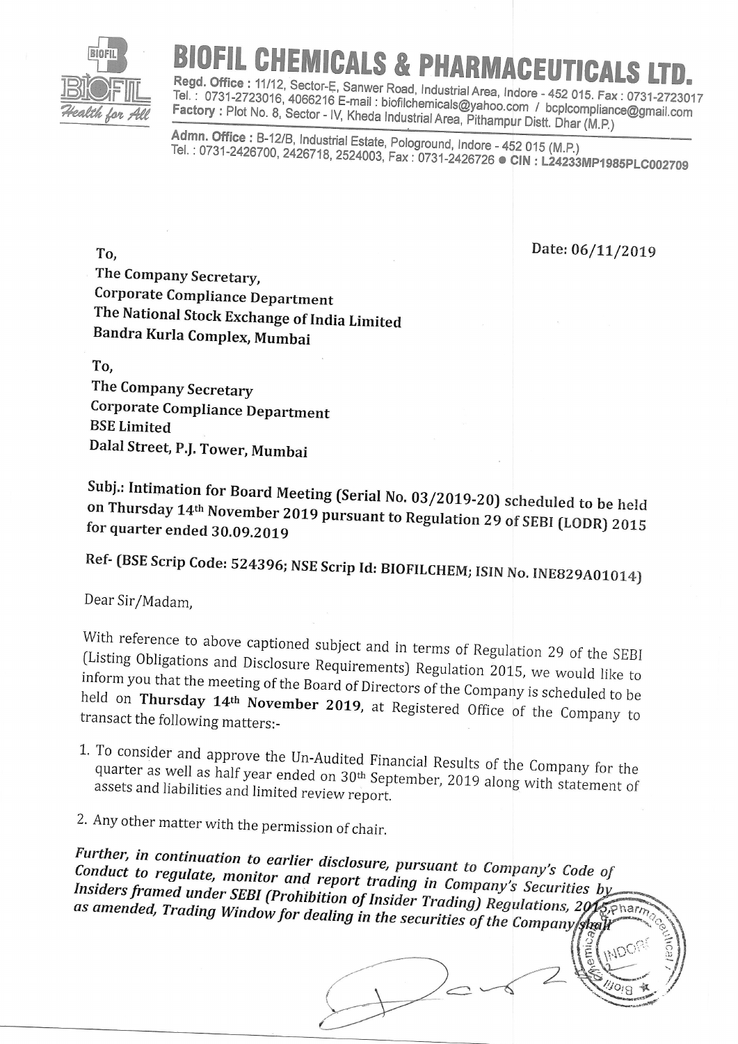# BIOFIL CHEMICALS & PHARMACEUTICALS LTD.

**Regd. Office :** 11/12, Sector-E, Sanwer Road, Industrial Area, Indore - 452 015. Fax : 0731-2723017
Tel. : 0731-2723016, 4066216 E-mail : biofilchemicals@yahoo.com / bcplcompliance@gmail.com
**Factory :** Plot No. 8, Sector - IV, Kheda Industrial Area, Pithampur Distt. Dhar (M.P.)

**Admn. Office :** B-12/B, Industrial Estate, Pologround, Indore - 452 015 (M.P.)
Tel. : 0731-2426700, 2426718, 2524003, Fax : 0731-2426726 ● **CIN : L24233MP1985PLC002709**

Date: 06/11/2019

To,
The Company Secretary,
Corporate Compliance Department
The National Stock Exchange of India Limited
Bandra Kurla Complex, Mumbai

To,
The Company Secretary
Corporate Compliance Department
BSE Limited
Dalal Street, P.J. Tower, Mumbai

**Subj.: Intimation for Board Meeting (Serial No. 03/2019-20) scheduled to be held on Thursday 14th November 2019 pursuant to Regulation 29 of SEBI (LODR) 2015 for quarter ended 30.09.2019**

**Ref- (BSE Scrip Code: 524396; NSE Scrip Id: BIOFILCHEM; ISIN No. INE829A01014)**

Dear Sir/Madam,

With reference to above captioned subject and in terms of Regulation 29 of the SEBI (Listing Obligations and Disclosure Requirements) Regulation 2015, we would like to inform you that the meeting of the Board of Directors of the Company is scheduled to be held on **Thursday 14th November 2019**, at Registered Office of the Company to transact the following matters:-

1. To consider and approve the Un-Audited Financial Results of the Company for the quarter as well as half year ended on 30th September, 2019 along with statement of assets and liabilities and limited review report.
2. Any other matter with the permission of chair.

***Further, in continuation to earlier disclosure, pursuant to Company's Code of Conduct to regulate, monitor and report trading in Company's Securities by Insiders framed under SEBI (Prohibition of Insider Trading) Regulations, 2015 as amended, Trading Window for dealing in the securities of the Company shall***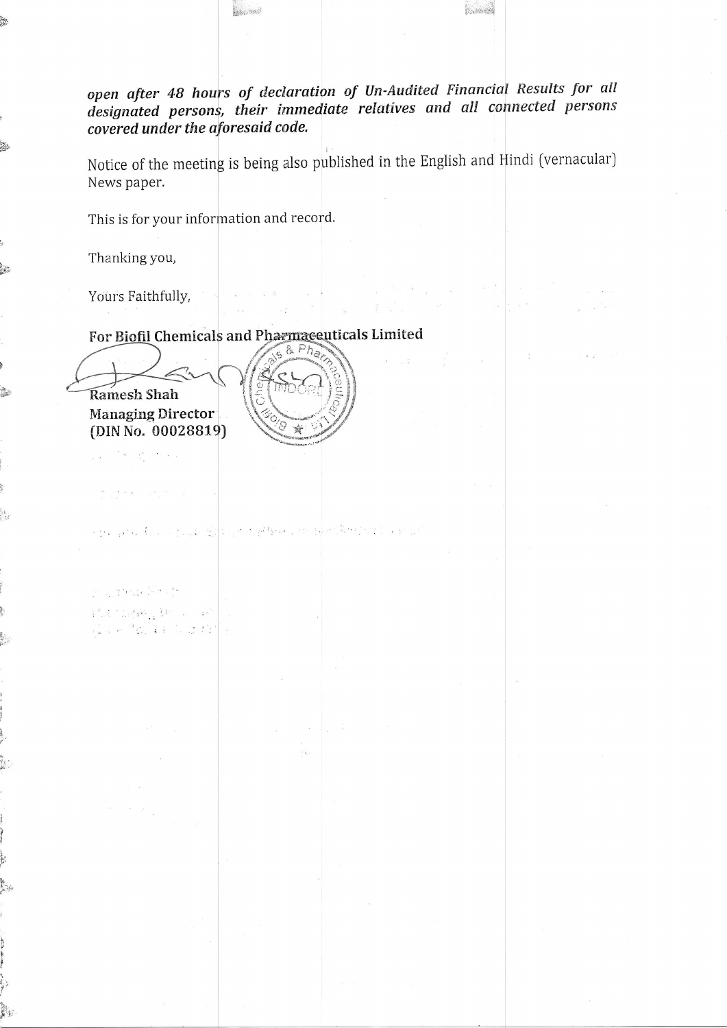*open after 48 hours of declaration of Un-Audited Financial Results for all designated persons, their immediate relatives and all connected persons covered under the aforesaid code.*

Notice of the meeting is being also published in the English and Hindi (vernacular) News paper.

This is for your information and record.

Thanking you,

Yours Faithfully,

**For Biofil Chemicals and Pharmaceuticals Limited**

**Ramesh Shah**
**Managing Director**
**(DIN No. 00028819)**